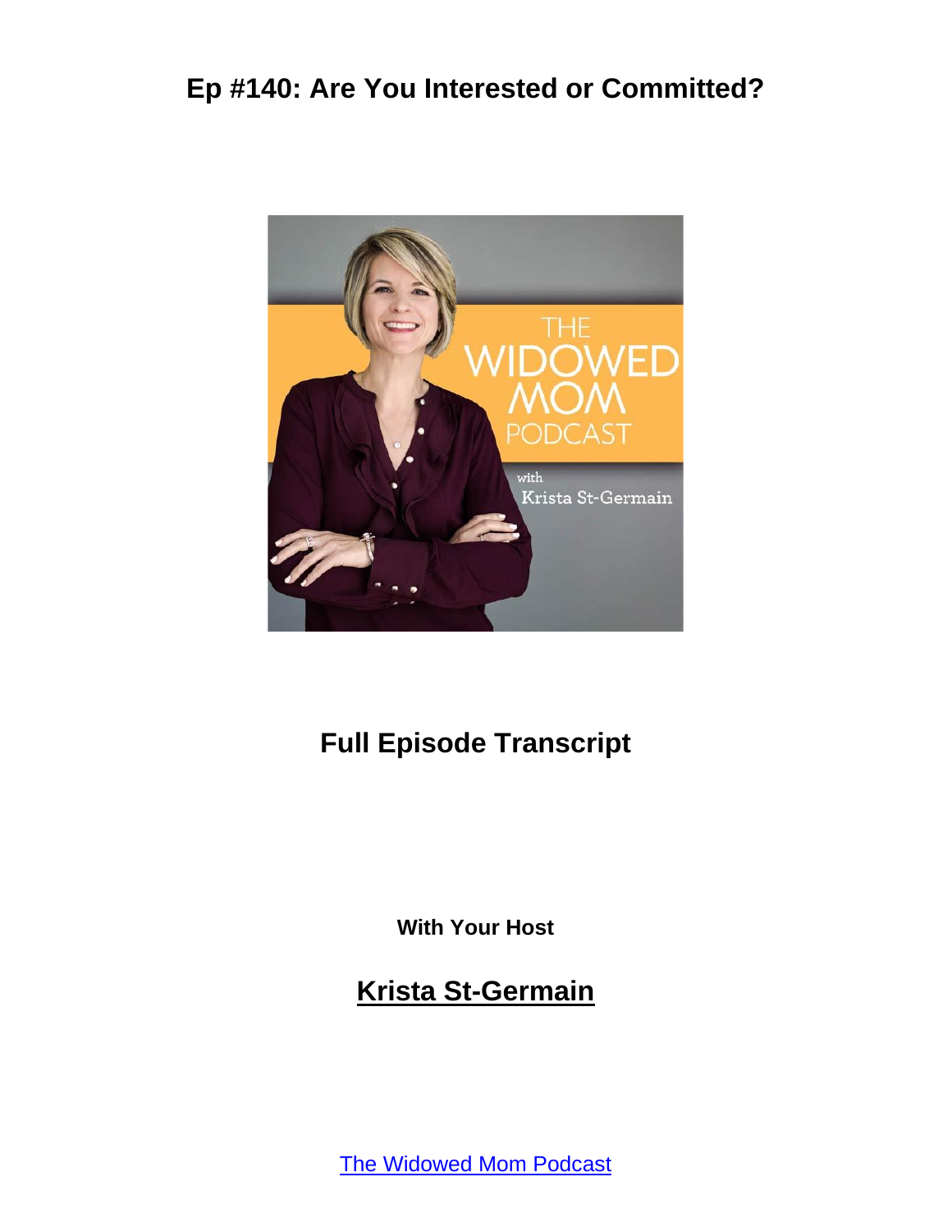# Ep #140: Are You Interested or Committed?

## Full Episode Transcript

**With Your Host**

## Krista St-Germain

The Widowed Mom Podcast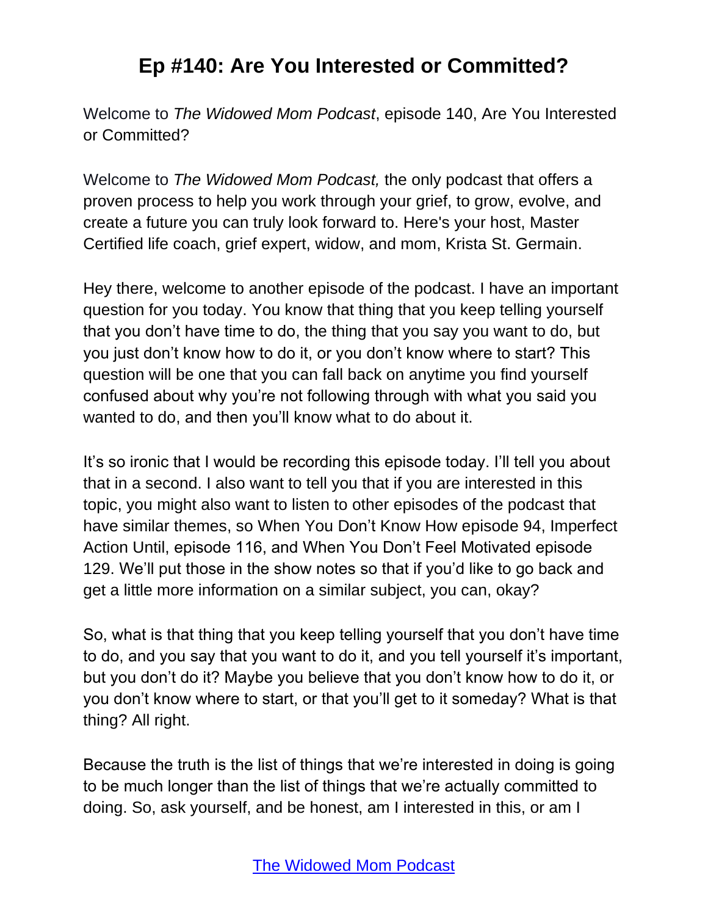# Ep #140: Are You Interested or Committed?

Welcome to *The Widowed Mom Podcast*, episode 140, Are You Interested or Committed?

Welcome to *The Widowed Mom Podcast,* the only podcast that offers a proven process to help you work through your grief, to grow, evolve, and create a future you can truly look forward to. Here's your host, Master Certified life coach, grief expert, widow, and mom, Krista St. Germain.

Hey there, welcome to another episode of the podcast. I have an important question for you today. You know that thing that you keep telling yourself that you don't have time to do, the thing that you say you want to do, but you just don't know how to do it, or you don't know where to start? This question will be one that you can fall back on anytime you find yourself confused about why you're not following through with what you said you wanted to do, and then you'll know what to do about it.

It's so ironic that I would be recording this episode today. I'll tell you about that in a second. I also want to tell you that if you are interested in this topic, you might also want to listen to other episodes of the podcast that have similar themes, so When You Don't Know How episode 94, Imperfect Action Until, episode 116, and When You Don't Feel Motivated episode 129. We'll put those in the show notes so that if you'd like to go back and get a little more information on a similar subject, you can, okay?

So, what is that thing that you keep telling yourself that you don't have time to do, and you say that you want to do it, and you tell yourself it's important, but you don't do it? Maybe you believe that you don't know how to do it, or you don't know where to start, or that you'll get to it someday? What is that thing? All right.

Because the truth is the list of things that we're interested in doing is going to be much longer than the list of things that we're actually committed to doing. So, ask yourself, and be honest, am I interested in this, or am I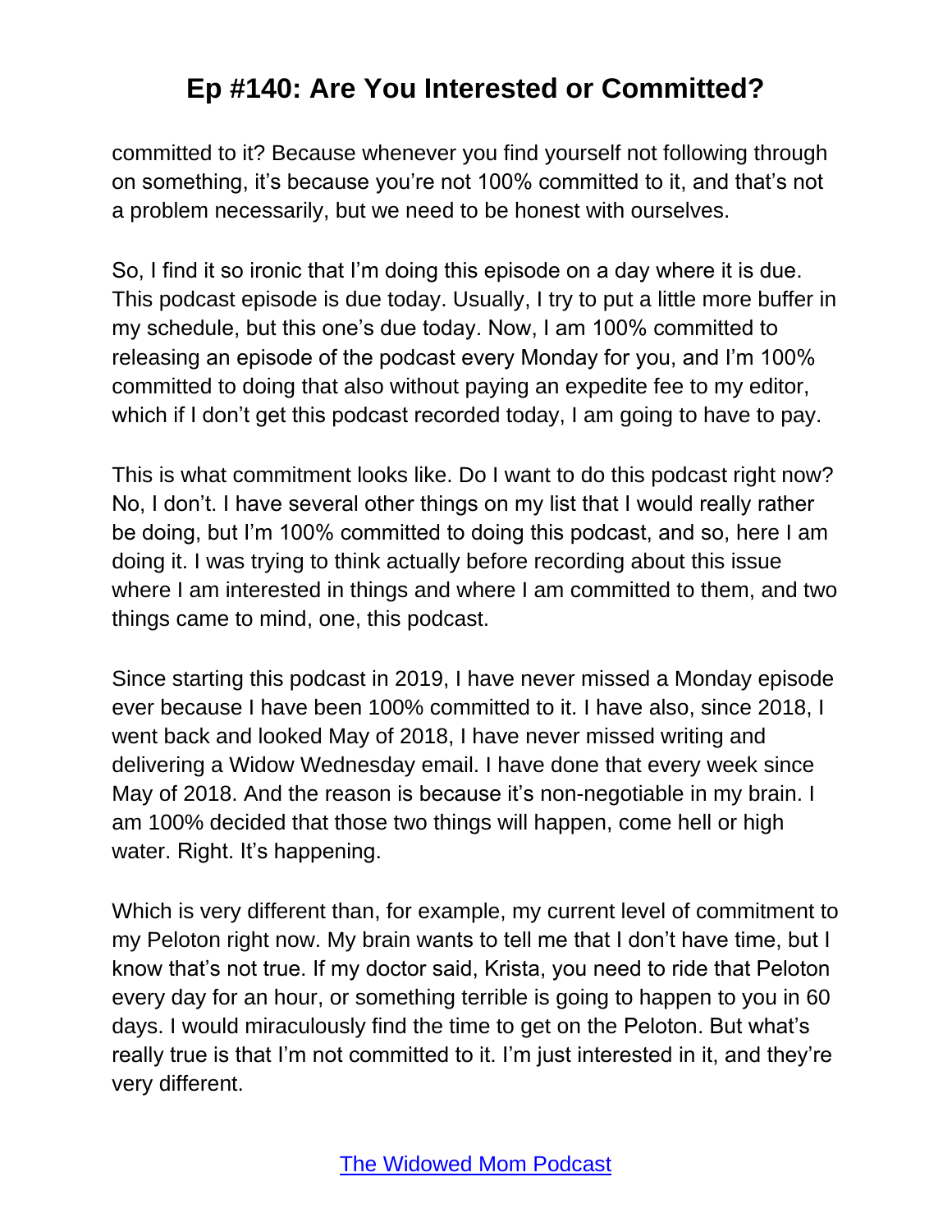committed to it? Because whenever you find yourself not following through on something, it's because you're not 100% committed to it, and that's not a problem necessarily, but we need to be honest with ourselves.

So, I find it so ironic that I'm doing this episode on a day where it is due. This podcast episode is due today. Usually, I try to put a little more buffer in my schedule, but this one's due today. Now, I am 100% committed to releasing an episode of the podcast every Monday for you, and I'm 100% committed to doing that also without paying an expedite fee to my editor, which if I don't get this podcast recorded today, I am going to have to pay.

This is what commitment looks like. Do I want to do this podcast right now? No, I don't. I have several other things on my list that I would really rather be doing, but I'm 100% committed to doing this podcast, and so, here I am doing it. I was trying to think actually before recording about this issue where I am interested in things and where I am committed to them, and two things came to mind, one, this podcast.

Since starting this podcast in 2019, I have never missed a Monday episode ever because I have been 100% committed to it. I have also, since 2018, I went back and looked May of 2018, I have never missed writing and delivering a Widow Wednesday email. I have done that every week since May of 2018. And the reason is because it's non-negotiable in my brain. I am 100% decided that those two things will happen, come hell or high water. Right. It's happening.

Which is very different than, for example, my current level of commitment to my Peloton right now. My brain wants to tell me that I don't have time, but I know that's not true. If my doctor said, Krista, you need to ride that Peloton every day for an hour, or something terrible is going to happen to you in 60 days. I would miraculously find the time to get on the Peloton. But what's really true is that I'm not committed to it. I'm just interested in it, and they're very different.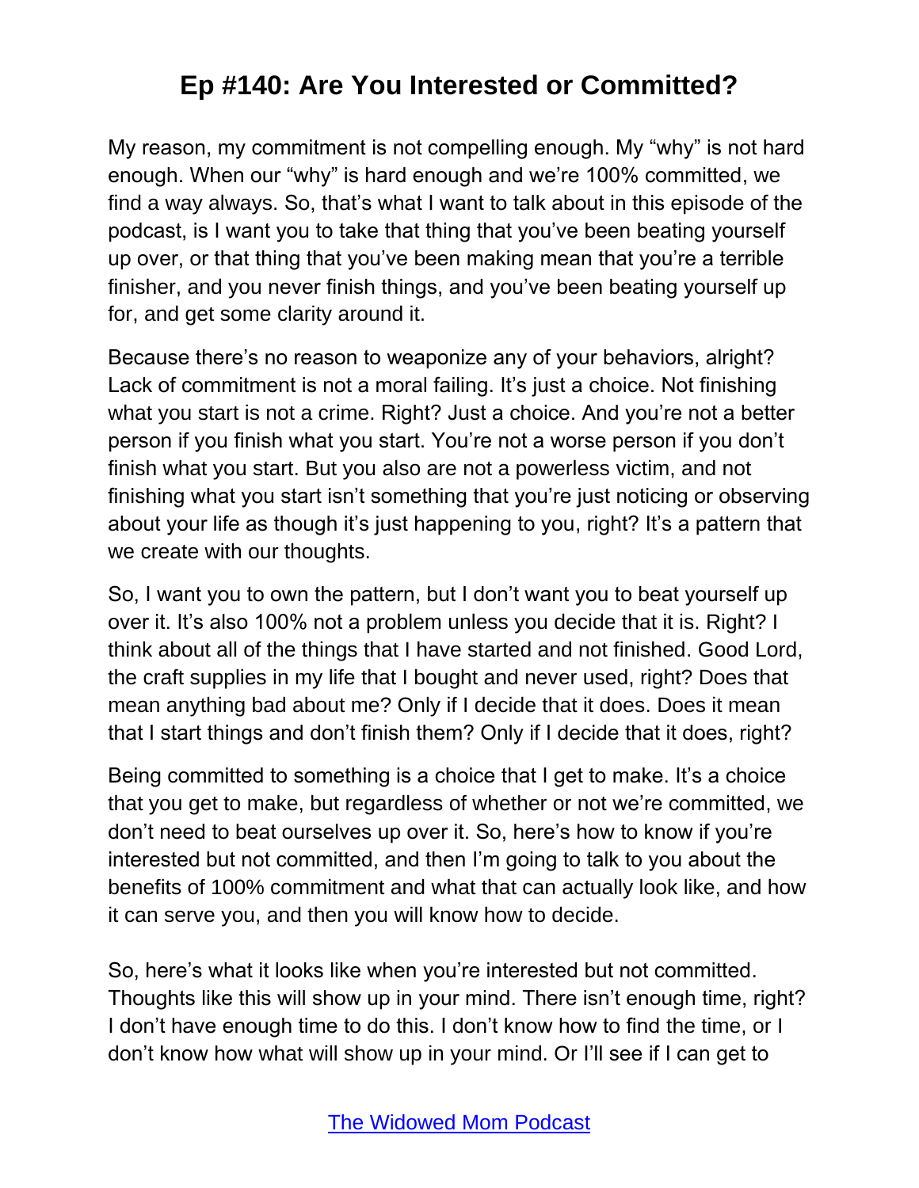My reason, my commitment is not compelling enough. My "why" is not hard enough. When our "why" is hard enough and we're 100% committed, we find a way always. So, that's what I want to talk about in this episode of the podcast, is I want you to take that thing that you've been beating yourself up over, or that thing that you've been making mean that you're a terrible finisher, and you never finish things, and you've been beating yourself up for, and get some clarity around it.

Because there's no reason to weaponize any of your behaviors, alright? Lack of commitment is not a moral failing. It's just a choice. Not finishing what you start is not a crime. Right? Just a choice. And you're not a better person if you finish what you start. You're not a worse person if you don't finish what you start. But you also are not a powerless victim, and not finishing what you start isn't something that you're just noticing or observing about your life as though it's just happening to you, right? It's a pattern that we create with our thoughts.

So, I want you to own the pattern, but I don't want you to beat yourself up over it. It's also 100% not a problem unless you decide that it is. Right? I think about all of the things that I have started and not finished. Good Lord, the craft supplies in my life that I bought and never used, right? Does that mean anything bad about me? Only if I decide that it does. Does it mean that I start things and don't finish them? Only if I decide that it does, right?

Being committed to something is a choice that I get to make. It's a choice that you get to make, but regardless of whether or not we're committed, we don't need to beat ourselves up over it. So, here's how to know if you're interested but not committed, and then I'm going to talk to you about the benefits of 100% commitment and what that can actually look like, and how it can serve you, and then you will know how to decide.

So, here's what it looks like when you're interested but not committed. Thoughts like this will show up in your mind. There isn't enough time, right? I don't have enough time to do this. I don't know how to find the time, or I don't know how what will show up in your mind. Or I'll see if I can get to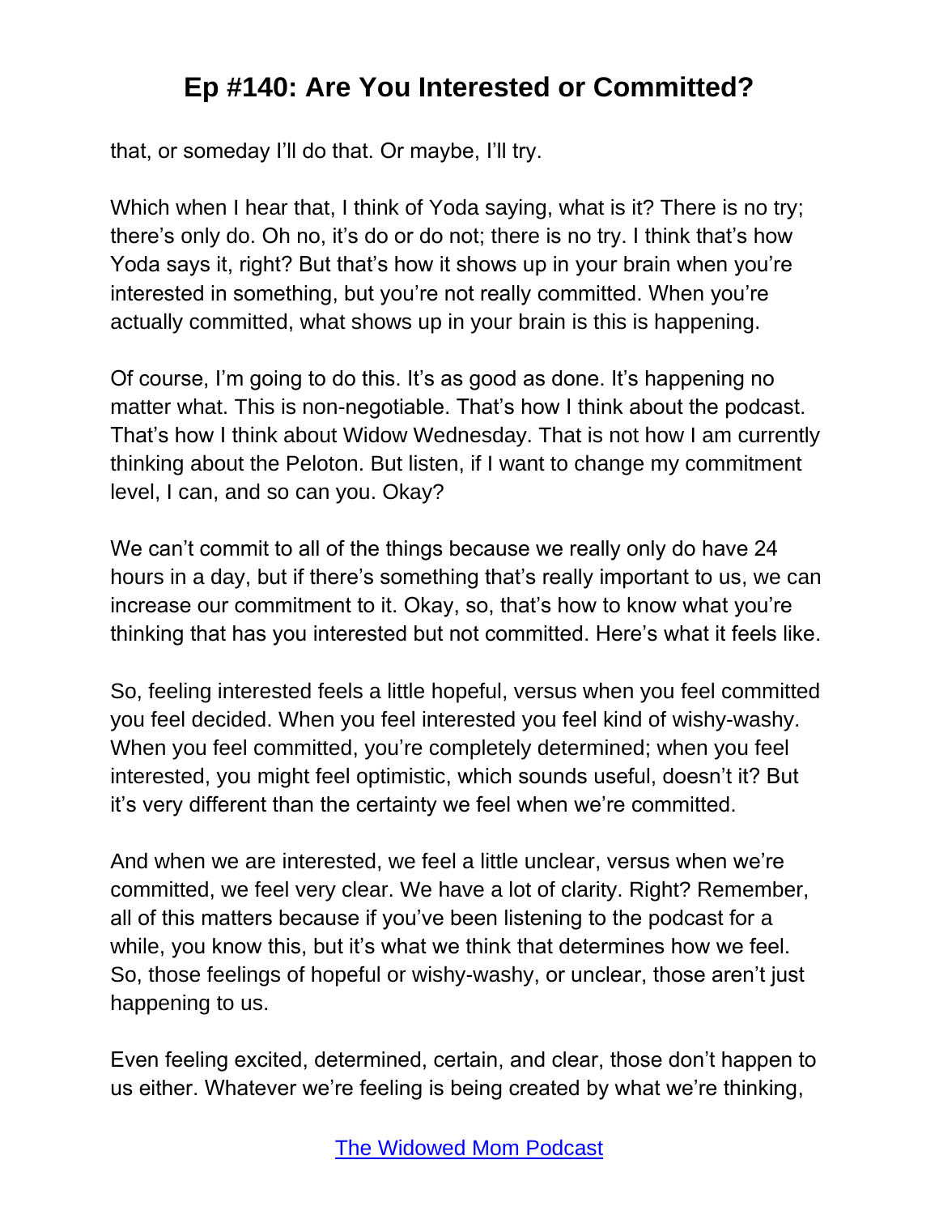that, or someday I'll do that. Or maybe, I'll try.

Which when I hear that, I think of Yoda saying, what is it? There is no try; there's only do. Oh no, it's do or do not; there is no try. I think that's how Yoda says it, right? But that's how it shows up in your brain when you're interested in something, but you're not really committed. When you're actually committed, what shows up in your brain is this is happening.

Of course, I'm going to do this. It's as good as done. It's happening no matter what. This is non-negotiable. That's how I think about the podcast. That's how I think about Widow Wednesday. That is not how I am currently thinking about the Peloton. But listen, if I want to change my commitment level, I can, and so can you. Okay?

We can't commit to all of the things because we really only do have 24 hours in a day, but if there's something that's really important to us, we can increase our commitment to it. Okay, so, that's how to know what you're thinking that has you interested but not committed. Here's what it feels like.

So, feeling interested feels a little hopeful, versus when you feel committed you feel decided. When you feel interested you feel kind of wishy-washy. When you feel committed, you're completely determined; when you feel interested, you might feel optimistic, which sounds useful, doesn't it? But it's very different than the certainty we feel when we're committed.

And when we are interested, we feel a little unclear, versus when we're committed, we feel very clear. We have a lot of clarity. Right? Remember, all of this matters because if you've been listening to the podcast for a while, you know this, but it's what we think that determines how we feel. So, those feelings of hopeful or wishy-washy, or unclear, those aren't just happening to us.

Even feeling excited, determined, certain, and clear, those don't happen to us either. Whatever we're feeling is being created by what we're thinking,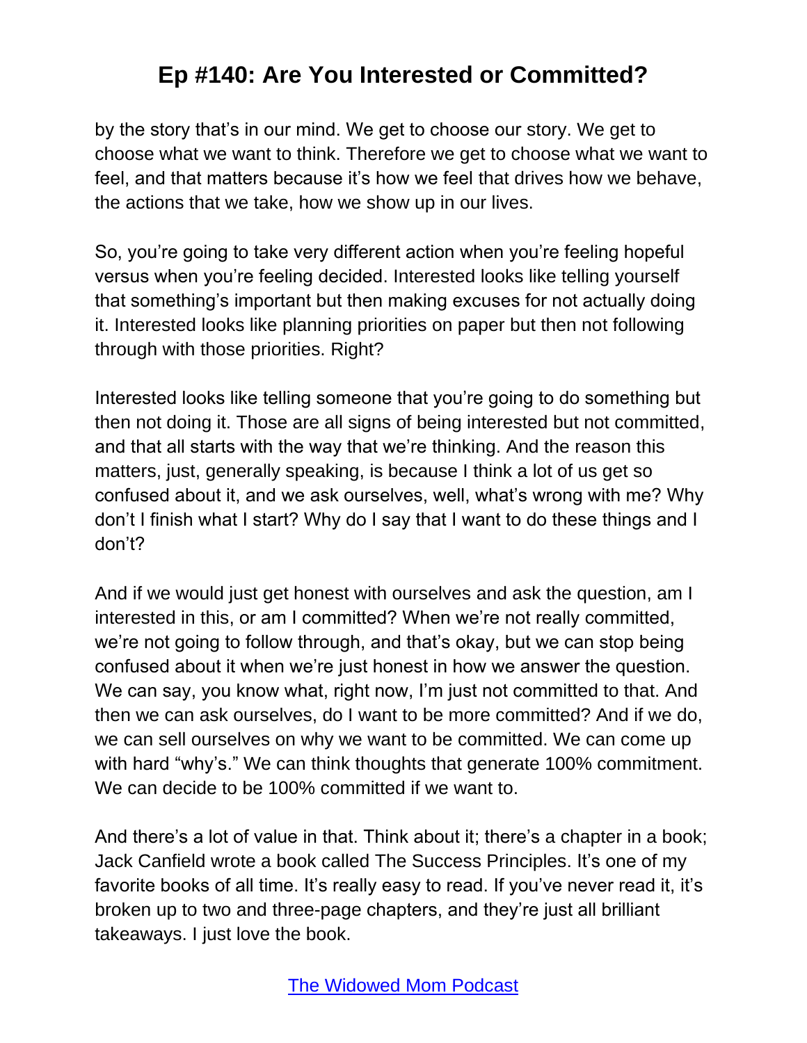by the story that's in our mind. We get to choose our story. We get to choose what we want to think. Therefore we get to choose what we want to feel, and that matters because it's how we feel that drives how we behave, the actions that we take, how we show up in our lives.

So, you're going to take very different action when you're feeling hopeful versus when you're feeling decided. Interested looks like telling yourself that something's important but then making excuses for not actually doing it. Interested looks like planning priorities on paper but then not following through with those priorities. Right?

Interested looks like telling someone that you're going to do something but then not doing it. Those are all signs of being interested but not committed, and that all starts with the way that we're thinking. And the reason this matters, just, generally speaking, is because I think a lot of us get so confused about it, and we ask ourselves, well, what's wrong with me? Why don't I finish what I start? Why do I say that I want to do these things and I don't?

And if we would just get honest with ourselves and ask the question, am I interested in this, or am I committed? When we're not really committed, we're not going to follow through, and that's okay, but we can stop being confused about it when we're just honest in how we answer the question. We can say, you know what, right now, I'm just not committed to that. And then we can ask ourselves, do I want to be more committed? And if we do, we can sell ourselves on why we want to be committed. We can come up with hard "why's." We can think thoughts that generate 100% commitment. We can decide to be 100% committed if we want to.

And there's a lot of value in that. Think about it; there's a chapter in a book; Jack Canfield wrote a book called The Success Principles. It's one of my favorite books of all time. It's really easy to read. If you've never read it, it's broken up to two and three-page chapters, and they're just all brilliant takeaways. I just love the book.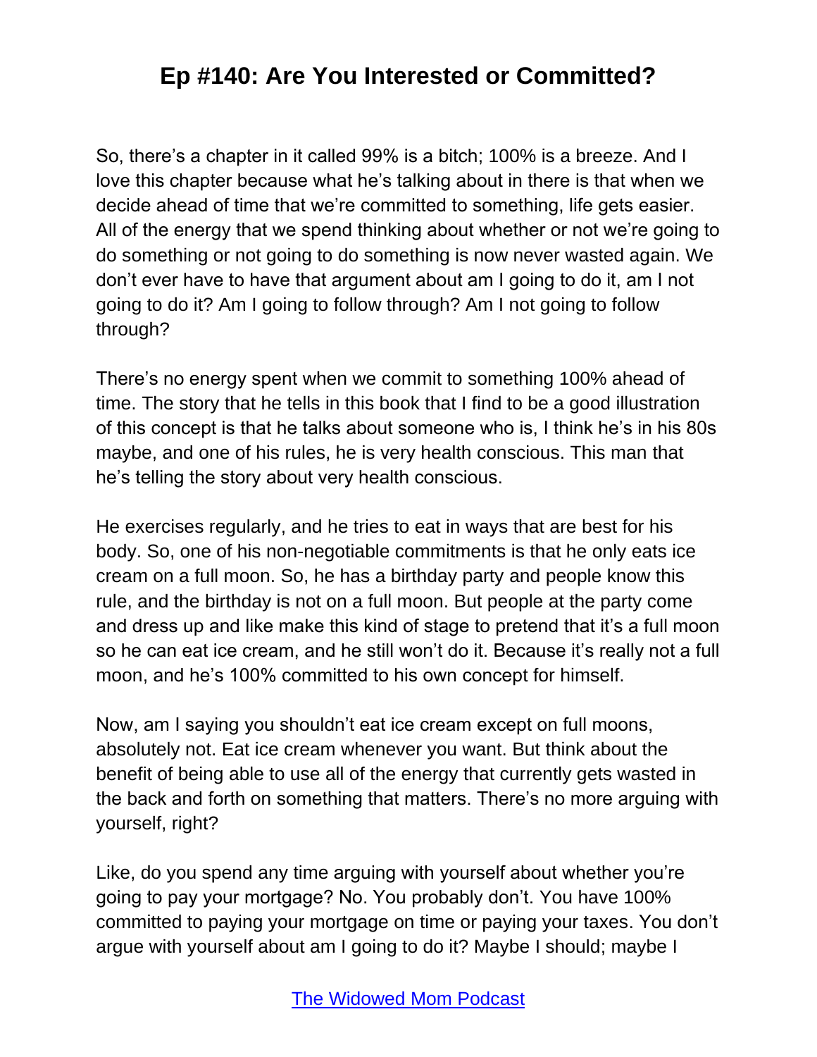So, there's a chapter in it called 99% is a bitch; 100% is a breeze. And I love this chapter because what he's talking about in there is that when we decide ahead of time that we're committed to something, life gets easier. All of the energy that we spend thinking about whether or not we're going to do something or not going to do something is now never wasted again. We don't ever have to have that argument about am I going to do it, am I not going to do it? Am I going to follow through? Am I not going to follow through?

There's no energy spent when we commit to something 100% ahead of time. The story that he tells in this book that I find to be a good illustration of this concept is that he talks about someone who is, I think he's in his 80s maybe, and one of his rules, he is very health conscious. This man that he's telling the story about very health conscious.

He exercises regularly, and he tries to eat in ways that are best for his body. So, one of his non-negotiable commitments is that he only eats ice cream on a full moon. So, he has a birthday party and people know this rule, and the birthday is not on a full moon. But people at the party come and dress up and like make this kind of stage to pretend that it's a full moon so he can eat ice cream, and he still won't do it. Because it's really not a full moon, and he's 100% committed to his own concept for himself.

Now, am I saying you shouldn't eat ice cream except on full moons, absolutely not. Eat ice cream whenever you want. But think about the benefit of being able to use all of the energy that currently gets wasted in the back and forth on something that matters. There's no more arguing with yourself, right?

Like, do you spend any time arguing with yourself about whether you're going to pay your mortgage? No. You probably don't. You have 100% committed to paying your mortgage on time or paying your taxes. You don't argue with yourself about am I going to do it? Maybe I should; maybe I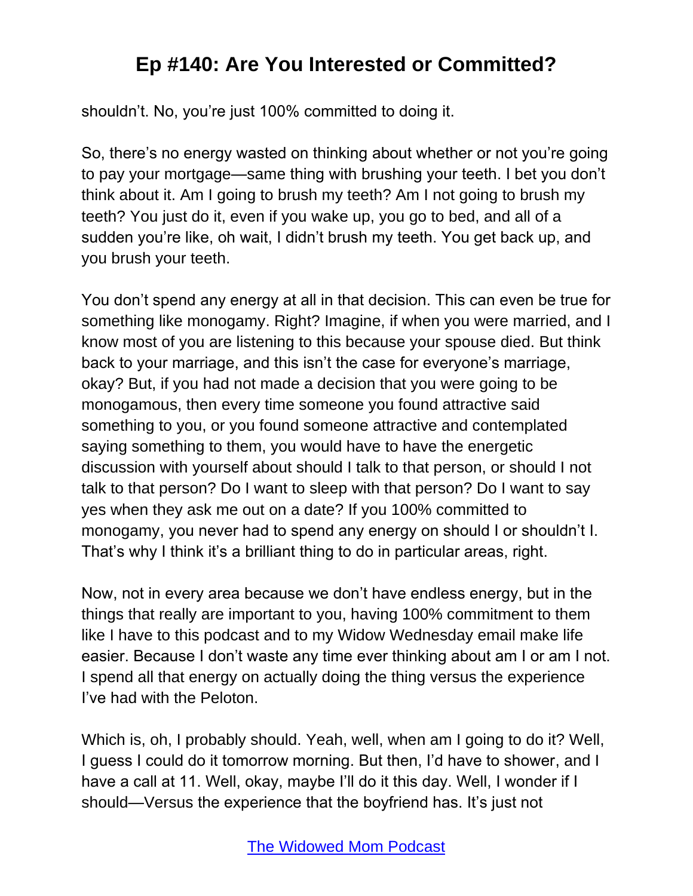shouldn't. No, you're just 100% committed to doing it.

So, there's no energy wasted on thinking about whether or not you're going to pay your mortgage—same thing with brushing your teeth. I bet you don't think about it. Am I going to brush my teeth? Am I not going to brush my teeth? You just do it, even if you wake up, you go to bed, and all of a sudden you're like, oh wait, I didn't brush my teeth. You get back up, and you brush your teeth.

You don't spend any energy at all in that decision. This can even be true for something like monogamy. Right? Imagine, if when you were married, and I know most of you are listening to this because your spouse died. But think back to your marriage, and this isn't the case for everyone's marriage, okay? But, if you had not made a decision that you were going to be monogamous, then every time someone you found attractive said something to you, or you found someone attractive and contemplated saying something to them, you would have to have the energetic discussion with yourself about should I talk to that person, or should I not talk to that person? Do I want to sleep with that person? Do I want to say yes when they ask me out on a date? If you 100% committed to monogamy, you never had to spend any energy on should I or shouldn't I. That's why I think it's a brilliant thing to do in particular areas, right.

Now, not in every area because we don't have endless energy, but in the things that really are important to you, having 100% commitment to them like I have to this podcast and to my Widow Wednesday email make life easier. Because I don't waste any time ever thinking about am I or am I not. I spend all that energy on actually doing the thing versus the experience I've had with the Peloton.

Which is, oh, I probably should. Yeah, well, when am I going to do it? Well, I guess I could do it tomorrow morning. But then, I'd have to shower, and I have a call at 11. Well, okay, maybe I'll do it this day. Well, I wonder if I should—Versus the experience that the boyfriend has. It's just not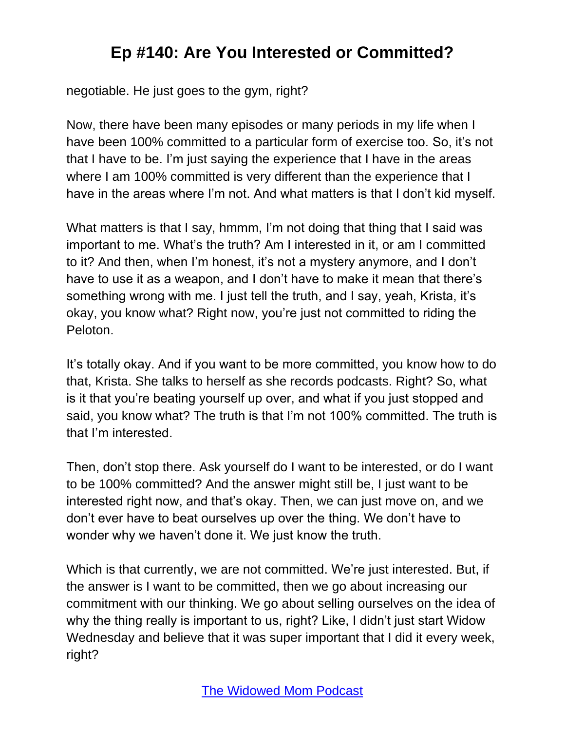negotiable. He just goes to the gym, right?

Now, there have been many episodes or many periods in my life when I have been 100% committed to a particular form of exercise too. So, it's not that I have to be. I'm just saying the experience that I have in the areas where I am 100% committed is very different than the experience that I have in the areas where I'm not. And what matters is that I don't kid myself.

What matters is that I say, hmmm, I'm not doing that thing that I said was important to me. What's the truth? Am I interested in it, or am I committed to it? And then, when I'm honest, it's not a mystery anymore, and I don't have to use it as a weapon, and I don't have to make it mean that there's something wrong with me. I just tell the truth, and I say, yeah, Krista, it's okay, you know what? Right now, you're just not committed to riding the Peloton.

It's totally okay. And if you want to be more committed, you know how to do that, Krista. She talks to herself as she records podcasts. Right? So, what is it that you're beating yourself up over, and what if you just stopped and said, you know what? The truth is that I'm not 100% committed. The truth is that I'm interested.

Then, don't stop there. Ask yourself do I want to be interested, or do I want to be 100% committed? And the answer might still be, I just want to be interested right now, and that's okay. Then, we can just move on, and we don't ever have to beat ourselves up over the thing. We don't have to wonder why we haven't done it. We just know the truth.

Which is that currently, we are not committed. We're just interested. But, if the answer is I want to be committed, then we go about increasing our commitment with our thinking. We go about selling ourselves on the idea of why the thing really is important to us, right? Like, I didn't just start Widow Wednesday and believe that it was super important that I did it every week, right?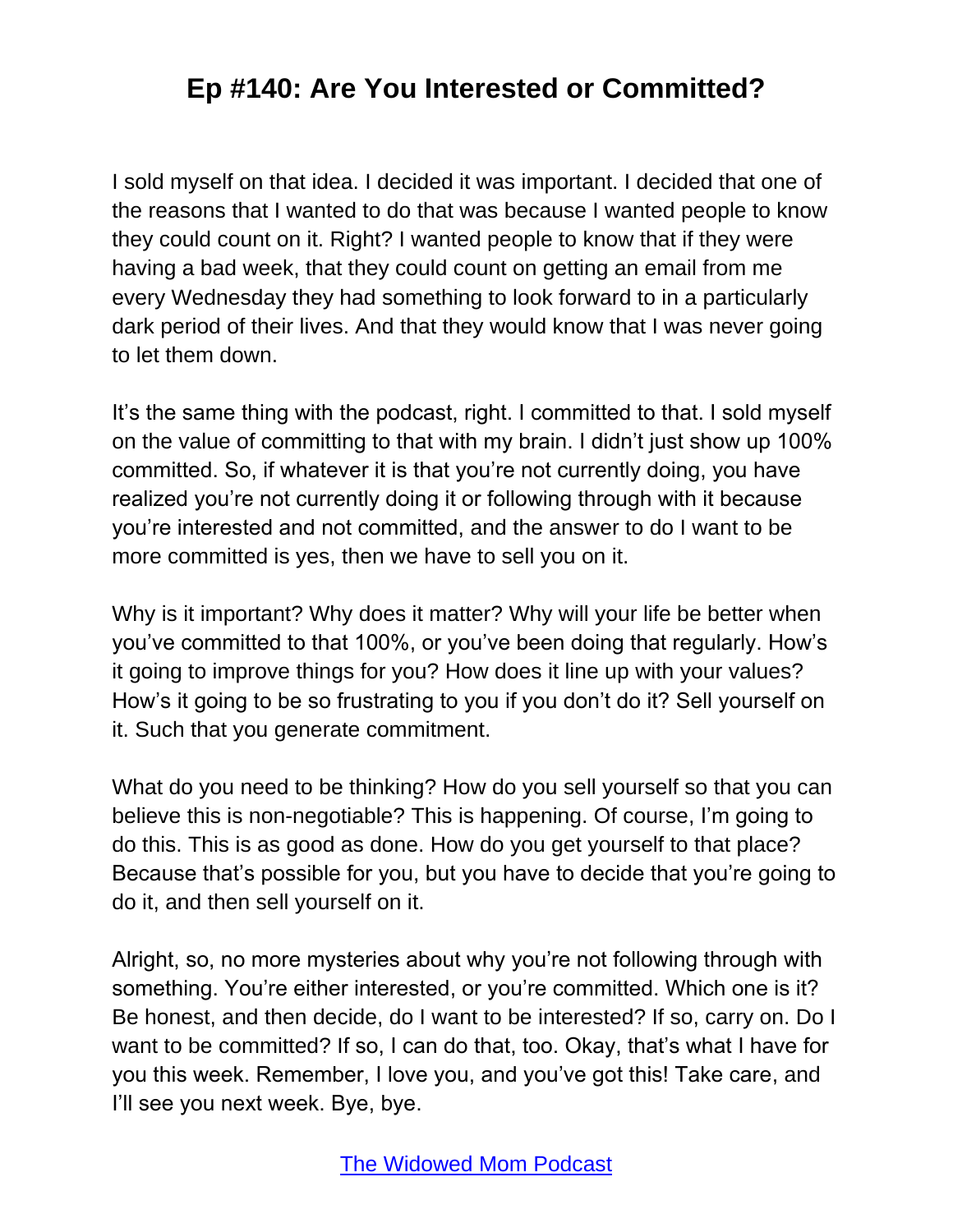I sold myself on that idea. I decided it was important. I decided that one of the reasons that I wanted to do that was because I wanted people to know they could count on it. Right? I wanted people to know that if they were having a bad week, that they could count on getting an email from me every Wednesday they had something to look forward to in a particularly dark period of their lives. And that they would know that I was never going to let them down.

It's the same thing with the podcast, right. I committed to that. I sold myself on the value of committing to that with my brain. I didn't just show up 100% committed. So, if whatever it is that you're not currently doing, you have realized you're not currently doing it or following through with it because you're interested and not committed, and the answer to do I want to be more committed is yes, then we have to sell you on it.

Why is it important? Why does it matter? Why will your life be better when you've committed to that 100%, or you've been doing that regularly. How's it going to improve things for you? How does it line up with your values? How's it going to be so frustrating to you if you don't do it? Sell yourself on it. Such that you generate commitment.

What do you need to be thinking? How do you sell yourself so that you can believe this is non-negotiable? This is happening. Of course, I'm going to do this. This is as good as done. How do you get yourself to that place? Because that's possible for you, but you have to decide that you're going to do it, and then sell yourself on it.

Alright, so, no more mysteries about why you're not following through with something. You're either interested, or you're committed. Which one is it? Be honest, and then decide, do I want to be interested? If so, carry on. Do I want to be committed? If so, I can do that, too. Okay, that's what I have for you this week. Remember, I love you, and you've got this! Take care, and I'll see you next week. Bye, bye.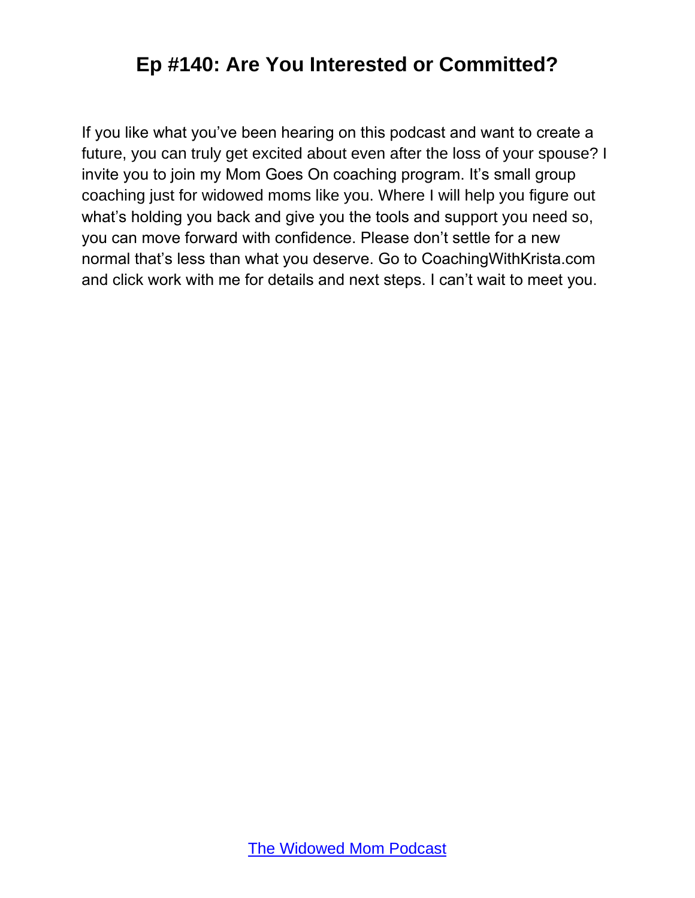If you like what you've been hearing on this podcast and want to create a future, you can truly get excited about even after the loss of your spouse? I invite you to join my Mom Goes On coaching program. It's small group coaching just for widowed moms like you. Where I will help you figure out what's holding you back and give you the tools and support you need so, you can move forward with confidence. Please don't settle for a new normal that's less than what you deserve. Go to CoachingWithKrista.com and click work with me for details and next steps. I can't wait to meet you.